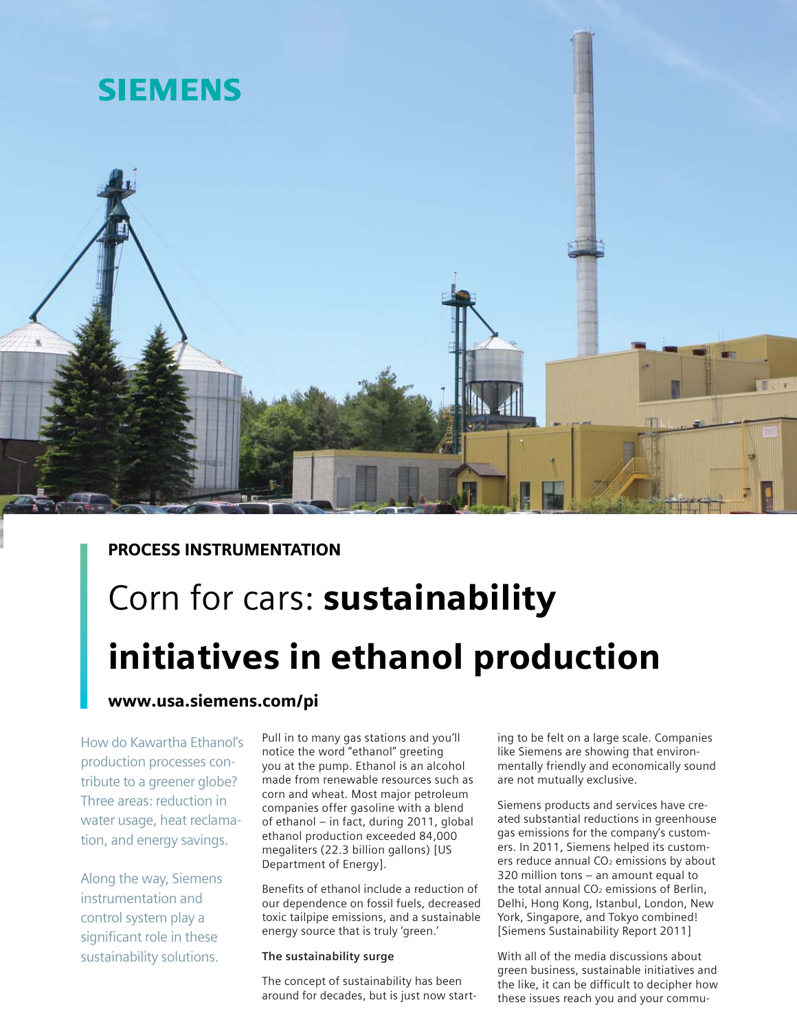SIEMENS

**PROCESS INSTRUMENTATION**

# Corn for cars: **sustainability initiatives in ethanol production**

**www.usa.siemens.com/pi**

How do Kawartha Ethanol's production processes contribute to a greener globe? Three areas: reduction in water usage, heat reclamation, and energy savings.

Along the way, Siemens instrumentation and control system play a significant role in these sustainability solutions.

Pull in to many gas stations and you'll notice the word "ethanol" greeting you at the pump. Ethanol is an alcohol made from renewable resources such as corn and wheat. Most major petroleum companies offer gasoline with a blend of ethanol – in fact, during 2011, global ethanol production exceeded 84,000 megaliters (22.3 billion gallons) [US Department of Energy].

Benefits of ethanol include a reduction of our dependence on fossil fuels, decreased toxic tailpipe emissions, and a sustainable energy source that is truly 'green.'

**The sustainability surge**

The concept of sustainability has been around for decades, but is just now starting to be felt on a large scale. Companies like Siemens are showing that environmentally friendly and economically sound are not mutually exclusive.

Siemens products and services have created substantial reductions in greenhouse gas emissions for the company's customers. In 2011, Siemens helped its customers reduce annual $CO_2$ emissions by about 320 million tons – an amount equal to the total annual $CO_2$ emissions of Berlin, Delhi, Hong Kong, Istanbul, London, New York, Singapore, and Tokyo combined! [Siemens Sustainability Report 2011]

With all of the media discussions about green business, sustainable initiatives and the like, it can be difficult to decipher how these issues reach you and your commu-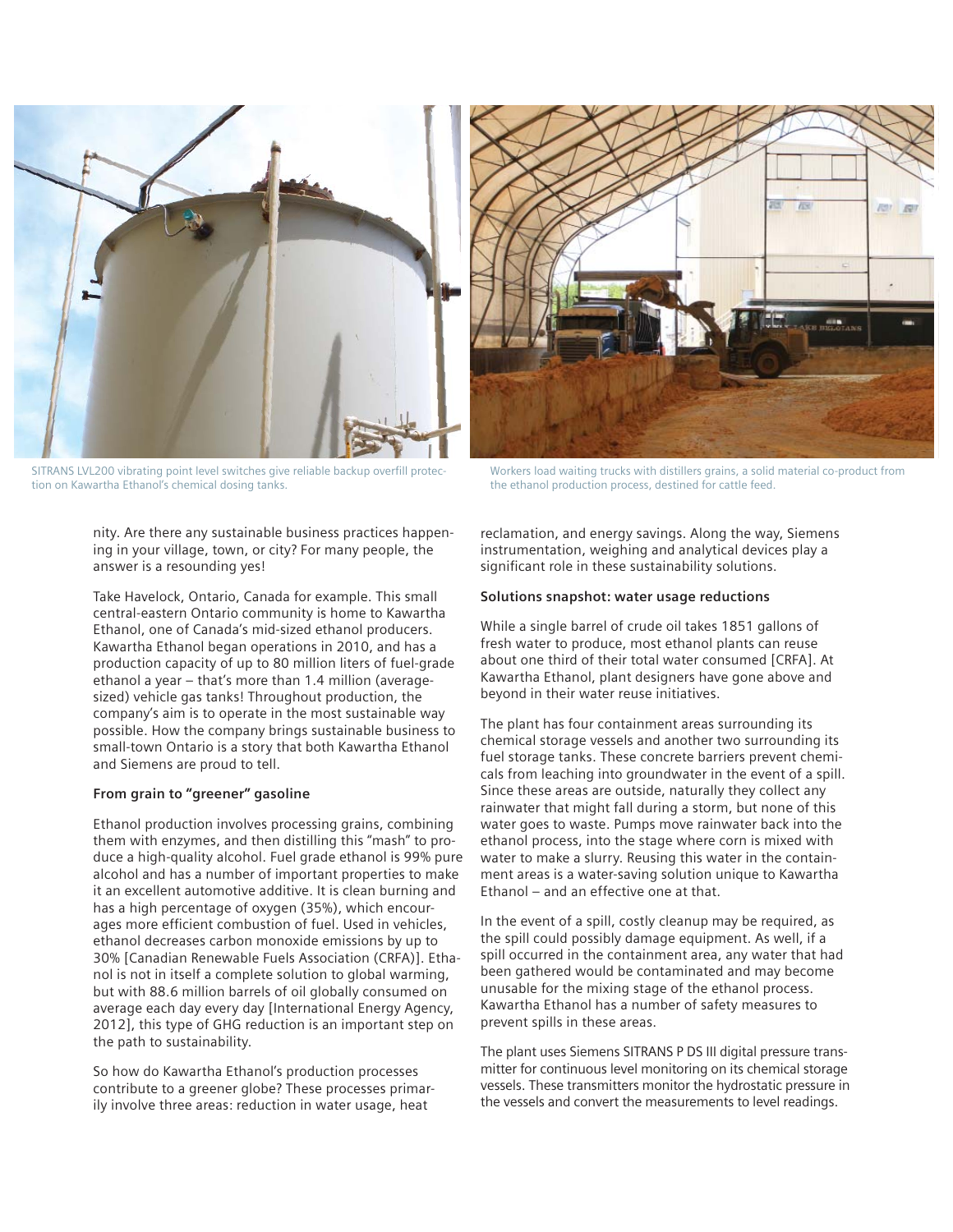SITRANS LVL200 vibrating point level switches give reliable backup overfill protection on Kawartha Ethanol's chemical dosing tanks.

Workers load waiting trucks with distillers grains, a solid material co-product from the ethanol production process, destined for cattle feed.

nity. Are there any sustainable business practices happening in your village, town, or city? For many people, the answer is a resounding yes!

Take Havelock, Ontario, Canada for example. This small central-eastern Ontario community is home to Kawartha Ethanol, one of Canada's mid-sized ethanol producers. Kawartha Ethanol began operations in 2010, and has a production capacity of up to 80 million liters of fuel-grade ethanol a year – that's more than 1.4 million (average-sized) vehicle gas tanks! Throughout production, the company's aim is to operate in the most sustainable way possible. How the company brings sustainable business to small-town Ontario is a story that both Kawartha Ethanol and Siemens are proud to tell.

**From grain to "greener" gasoline**

Ethanol production involves processing grains, combining them with enzymes, and then distilling this "mash" to produce a high-quality alcohol. Fuel grade ethanol is 99% pure alcohol and has a number of important properties to make it an excellent automotive additive. It is clean burning and has a high percentage of oxygen (35%), which encourages more efficient combustion of fuel. Used in vehicles, ethanol decreases carbon monoxide emissions by up to 30% [Canadian Renewable Fuels Association (CRFA)]. Ethanol is not in itself a complete solution to global warming, but with 88.6 million barrels of oil globally consumed on average each day every day [International Energy Agency, 2012], this type of GHG reduction is an important step on the path to sustainability.

So how do Kawartha Ethanol's production processes contribute to a greener globe? These processes primarily involve three areas: reduction in water usage, heat reclamation, and energy savings. Along the way, Siemens instrumentation, weighing and analytical devices play a significant role in these sustainability solutions.

**Solutions snapshot: water usage reductions**

While a single barrel of crude oil takes 1851 gallons of fresh water to produce, most ethanol plants can reuse about one third of their total water consumed [CRFA]. At Kawartha Ethanol, plant designers have gone above and beyond in their water reuse initiatives.

The plant has four containment areas surrounding its chemical storage vessels and another two surrounding its fuel storage tanks. These concrete barriers prevent chemicals from leaching into groundwater in the event of a spill. Since these areas are outside, naturally they collect any rainwater that might fall during a storm, but none of this water goes to waste. Pumps move rainwater back into the ethanol process, into the stage where corn is mixed with water to make a slurry. Reusing this water in the containment areas is a water-saving solution unique to Kawartha Ethanol – and an effective one at that.

In the event of a spill, costly cleanup may be required, as the spill could possibly damage equipment. As well, if a spill occurred in the containment area, any water that had been gathered would be contaminated and may become unusable for the mixing stage of the ethanol process. Kawartha Ethanol has a number of safety measures to prevent spills in these areas.

The plant uses Siemens SITRANS P DS III digital pressure transmitter for continuous level monitoring on its chemical storage vessels. These transmitters monitor the hydrostatic pressure in the vessels and convert the measurements to level readings.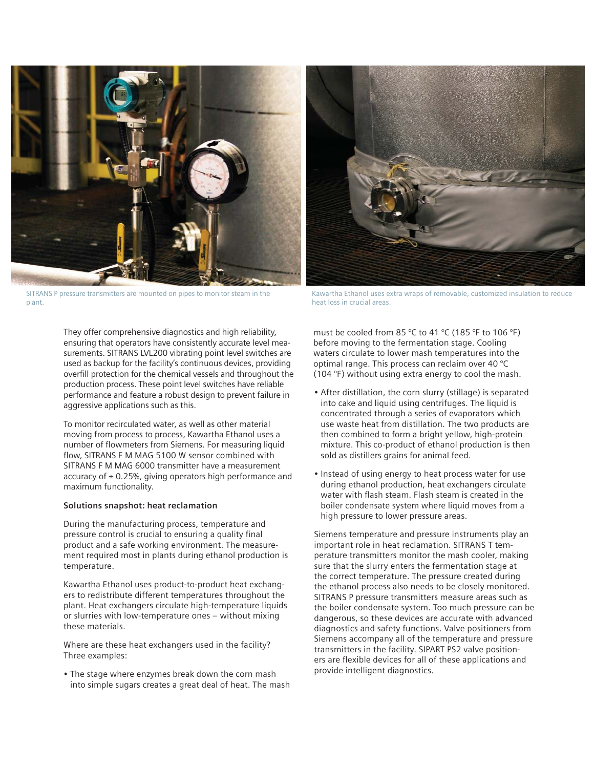SITRANS P pressure transmitters are mounted on pipes to monitor steam in the plant.

Kawartha Ethanol uses extra wraps of removable, customized insulation to reduce heat loss in crucial areas.

They offer comprehensive diagnostics and high reliability, ensuring that operators have consistently accurate level measurements. SITRANS LVL200 vibrating point level switches are used as backup for the facility's continuous devices, providing overfill protection for the chemical vessels and throughout the production process. These point level switches have reliable performance and feature a robust design to prevent failure in aggressive applications such as this.

To monitor recirculated water, as well as other material moving from process to process, Kawartha Ethanol uses a number of flowmeters from Siemens. For measuring liquid flow, SITRANS F M MAG 5100 W sensor combined with SITRANS F M MAG 6000 transmitter have a measurement accuracy of ± 0.25%, giving operators high performance and maximum functionality.

**Solutions snapshot: heat reclamation**

During the manufacturing process, temperature and pressure control is crucial to ensuring a quality final product and a safe working environment. The measurement required most in plants during ethanol production is temperature.

Kawartha Ethanol uses product-to-product heat exchangers to redistribute different temperatures throughout the plant. Heat exchangers circulate high-temperature liquids or slurries with low-temperature ones – without mixing these materials.

Where are these heat exchangers used in the facility? Three examples:

- The stage where enzymes break down the corn mash into simple sugars creates a great deal of heat. The mash must be cooled from 85 °C to 41 °C (185 °F to 106 °F) before moving to the fermentation stage. Cooling waters circulate to lower mash temperatures into the optimal range. This process can reclaim over 40 °C (104 °F) without using extra energy to cool the mash.
- After distillation, the corn slurry (stillage) is separated into cake and liquid using centrifuges. The liquid is concentrated through a series of evaporators which use waste heat from distillation. The two products are then combined to form a bright yellow, high-protein mixture. This co-product of ethanol production is then sold as distillers grains for animal feed.
- Instead of using energy to heat process water for use during ethanol production, heat exchangers circulate water with flash steam. Flash steam is created in the boiler condensate system where liquid moves from a high pressure to lower pressure areas.

Siemens temperature and pressure instruments play an important role in heat reclamation. SITRANS T temperature transmitters monitor the mash cooler, making sure that the slurry enters the fermentation stage at the correct temperature. The pressure created during the ethanol process also needs to be closely monitored. SITRANS P pressure transmitters measure areas such as the boiler condensate system. Too much pressure can be dangerous, so these devices are accurate with advanced diagnostics and safety functions. Valve positioners from Siemens accompany all of the temperature and pressure transmitters in the facility. SIPART PS2 valve positioners are flexible devices for all of these applications and provide intelligent diagnostics.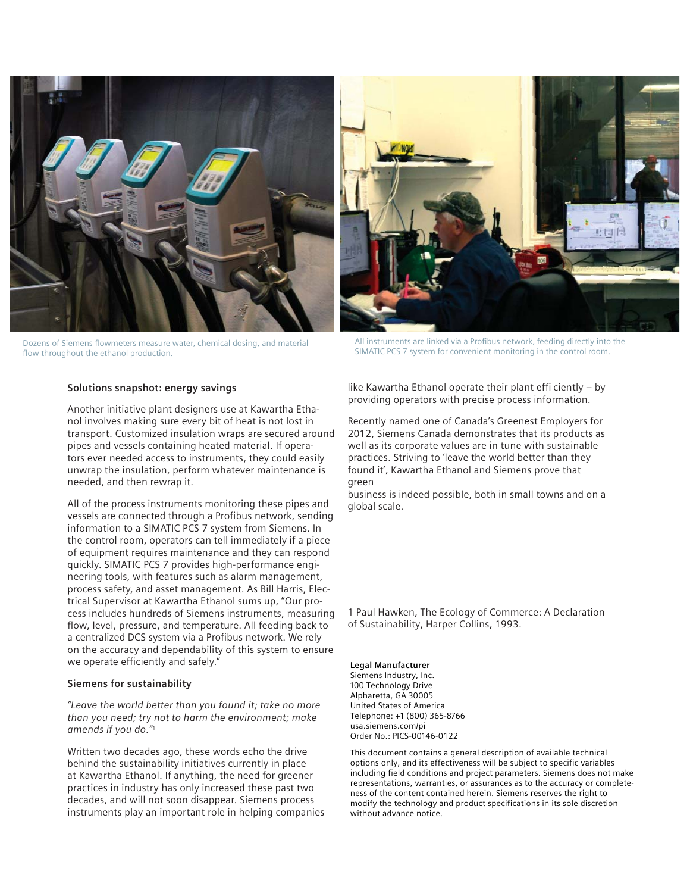Dozens of Siemens flowmeters measure water, chemical dosing, and material flow throughout the ethanol production.

All instruments are linked via a Profibus network, feeding directly into the SIMATIC PCS 7 system for convenient monitoring in the control room.

### Solutions snapshot: energy savings

Another initiative plant designers use at Kawartha Ethanol involves making sure every bit of heat is not lost in transport. Customized insulation wraps are secured around pipes and vessels containing heated material. If operators ever needed access to instruments, they could easily unwrap the insulation, perform whatever maintenance is needed, and then rewrap it.

All of the process instruments monitoring these pipes and vessels are connected through a Profibus network, sending information to a SIMATIC PCS 7 system from Siemens. In the control room, operators can tell immediately if a piece of equipment requires maintenance and they can respond quickly. SIMATIC PCS 7 provides high-performance engineering tools, with features such as alarm management, process safety, and asset management. As Bill Harris, Electrical Supervisor at Kawartha Ethanol sums up, "Our process includes hundreds of Siemens instruments, measuring flow, level, pressure, and temperature. All feeding back to a centralized DCS system via a Profibus network. We rely on the accuracy and dependability of this system to ensure we operate efficiently and safely."

### Siemens for sustainability

*"Leave the world better than you found it; take no more than you need; try not to harm the environment; make amends if you do."*[1]

Written two decades ago, these words echo the drive behind the sustainability initiatives currently in place at Kawartha Ethanol. If anything, the need for greener practices in industry has only increased these past two decades, and will not soon disappear. Siemens process instruments play an important role in helping companies like Kawartha Ethanol operate their plant efficiently – by providing operators with precise process information.

Recently named one of Canada's Greenest Employers for 2012, Siemens Canada demonstrates that its products as well as its corporate values are in tune with sustainable practices. Striving to 'leave the world better than they found it', Kawartha Ethanol and Siemens prove that green business is indeed possible, both in small towns and on a global scale.

1 Paul Hawken, The Ecology of Commerce: A Declaration of Sustainability, Harper Collins, 1993.

**Legal Manufacturer**
Siemens Industry, Inc.
100 Technology Drive
Alpharetta, GA 30005
United States of America
Telephone: +1 (800) 365-8766
usa.siemens.com/pi
Order No.: PICS-00146-0122

This document contains a general description of available technical options only, and its effectiveness will be subject to specific variables including field conditions and project parameters. Siemens does not make representations, warranties, or assurances as to the accuracy or completeness of the content contained herein. Siemens reserves the right to modify the technology and product specifications in its sole discretion without advance notice.